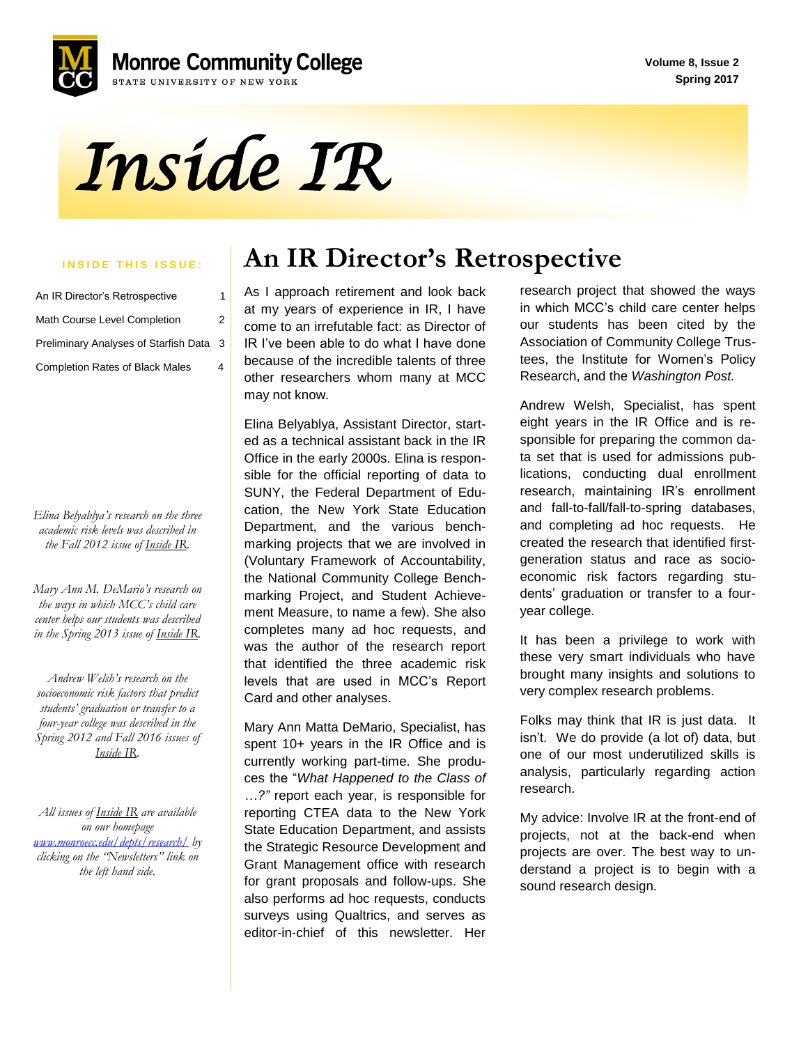Monroe Community College

STATE UNIVERSITY OF NEW YORK

Volume 8, Issue 2
Spring 2017

# *Inside IR*

**INSIDE THIS ISSUE:**

| | |
|---|---|
| An IR Director's Retrospective | 1 |
| Math Course Level Completion | 2 |
| Preliminary Analyses of Starfish Data | 3 |
| Completion Rates of Black Males | 4 |

*Elina Belyablya's research on the three academic risk levels was described in the Fall 2012 issue of Inside IR.*

*Mary Ann M. DeMario's research on the ways in which MCC's child care center helps our students was described in the Spring 2013 issue of Inside IR.*

*Andrew Welsh's research on the socioeconomic risk factors that predict students' graduation or transfer to a four-year college was described in the Spring 2012 and Fall 2016 issues of Inside IR.*

*All issues of Inside IR are available on our homepage www.monroecc.edu/depts/research/ by clicking on the "Newsletters" link on the left hand side.*

## An IR Director's Retrospective

As I approach retirement and look back at my years of experience in IR, I have come to an irrefutable fact: as Director of IR I've been able to do what I have done because of the incredible talents of three other researchers whom many at MCC may not know.

Elina Belyablya, Assistant Director, started as a technical assistant back in the IR Office in the early 2000s. Elina is responsible for the official reporting of data to SUNY, the Federal Department of Education, the New York State Education Department, and the various benchmarking projects that we are involved in (Voluntary Framework of Accountability, the National Community College Benchmarking Project, and Student Achievement Measure, to name a few). She also completes many ad hoc requests, and was the author of the research report that identified the three academic risk levels that are used in MCC's Report Card and other analyses.

Mary Ann Matta DeMario, Specialist, has spent 10+ years in the IR Office and is currently working part-time. She produces the "*What Happened to the Class of …?"* report each year, is responsible for reporting CTEA data to the New York State Education Department, and assists the Strategic Resource Development and Grant Management office with research for grant proposals and follow-ups. She also performs ad hoc requests, conducts surveys using Qualtrics, and serves as editor-in-chief of this newsletter. Her research project that showed the ways in which MCC's child care center helps our students has been cited by the Association of Community College Trustees, the Institute for Women's Policy Research, and the *Washington Post.*

Andrew Welsh, Specialist, has spent eight years in the IR Office and is responsible for preparing the common data set that is used for admissions publications, conducting dual enrollment research, maintaining IR's enrollment and fall-to-fall/fall-to-spring databases, and completing ad hoc requests. He created the research that identified first-generation status and race as socioeconomic risk factors regarding students' graduation or transfer to a four-year college.

It has been a privilege to work with these very smart individuals who have brought many insights and solutions to very complex research problems.

Folks may think that IR is just data. It isn't. We do provide (a lot of) data, but one of our most underutilized skills is analysis, particularly regarding action research.

My advice: Involve IR at the front-end of projects, not at the back-end when projects are over. The best way to understand a project is to begin with a sound research design.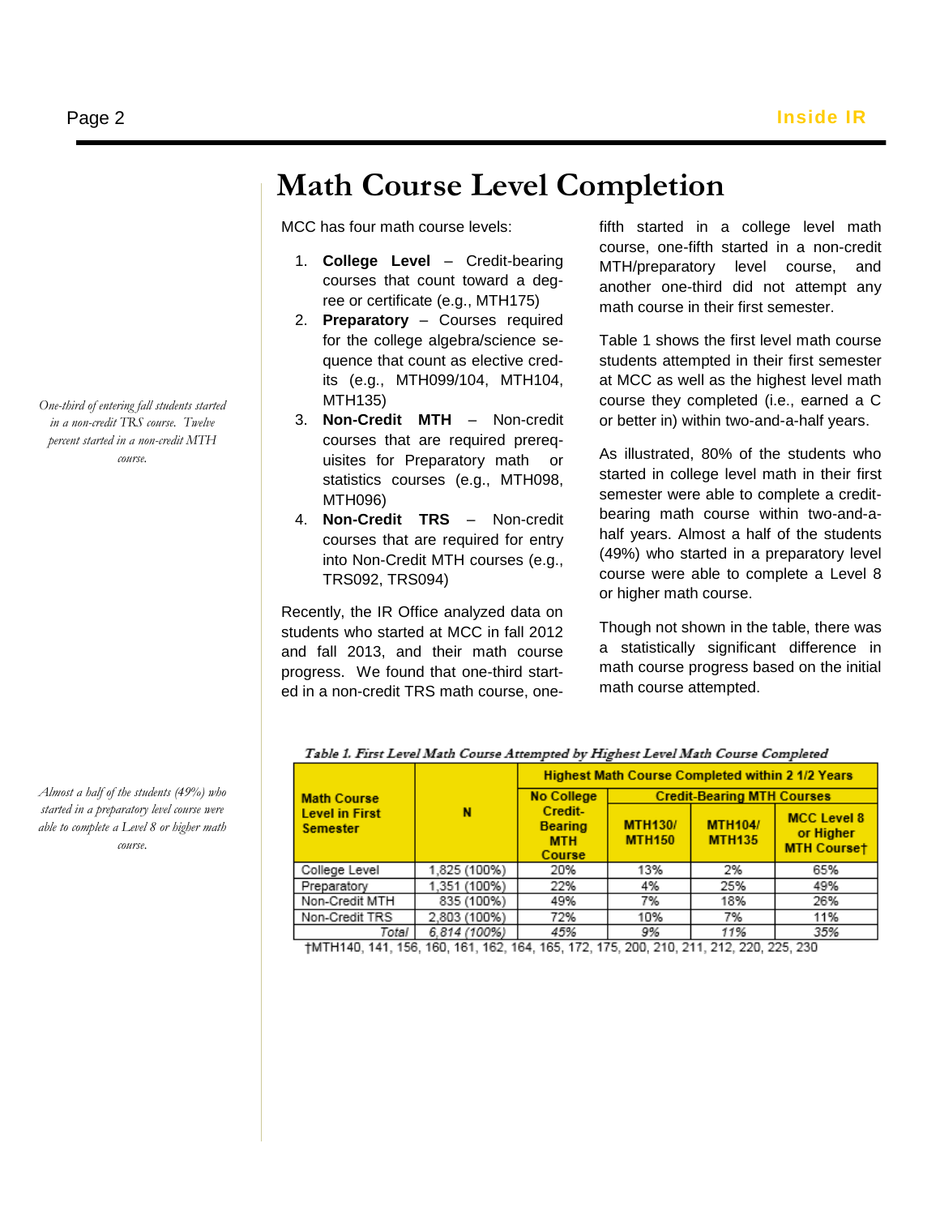# Math Course Level Completion

MCC has four math course levels:

1. **College Level** – Credit-bearing courses that count toward a degree or certificate (e.g., MTH175)
2. **Preparatory** – Courses required for the college algebra/science sequence that count as elective credits (e.g., MTH099/104, MTH104, MTH135)
3. **Non-Credit MTH** – Non-credit courses that are required prerequisites for Preparatory math or statistics courses (e.g., MTH098, MTH096)
4. **Non-Credit TRS** – Non-credit courses that are required for entry into Non-Credit MTH courses (e.g., TRS092, TRS094)

Recently, the IR Office analyzed data on students who started at MCC in fall 2012 and fall 2013, and their math course progress. We found that one-third started in a non-credit TRS math course, one-fifth started in a college level math course, one-fifth started in a non-credit MTH/preparatory level course, and another one-third did not attempt any math course in their first semester.

*One-third of entering fall students started in a non-credit TRS course. Twelve percent started in a non-credit MTH course.*

Table 1 shows the first level math course students attempted in their first semester at MCC as well as the highest level math course they completed (i.e., earned a C or better in) within two-and-a-half years.

As illustrated, 80% of the students who started in college level math in their first semester were able to complete a credit-bearing math course within two-and-a-half years. Almost a half of the students (49%) who started in a preparatory level course were able to complete a Level 8 or higher math course.

Though not shown in the table, there was a statistically significant difference in math course progress based on the initial math course attempted.

*Almost a half of the students (49%) who started in a preparatory level course were able to complete a Level 8 or higher math course.*

*Table 1. First Level Math Course Attempted by Highest Level Math Course Completed*

| Math Course Level in First Semester | N | Highest Math Course Completed within 2 1/2 Years | | | |
|---|---|---|---|---|---|
| | | No College Credit-Bearing MTH Course | Credit-Bearing MTH Courses | | |
| | | | MTH130/ MTH150 | MTH104/ MTH135 | MCC Level 8 or Higher MTH Course† |
| College Level | 1,825 (100%) | 20% | 13% | 2% | 65% |
| Preparatory | 1,351 (100%) | 22% | 4% | 25% | 49% |
| Non-Credit MTH | 835 (100%) | 49% | 7% | 18% | 26% |
| Non-Credit TRS | 2,803 (100%) | 72% | 10% | 7% | 11% |
| *Total* | *6,814 (100%)* | *45%* | *9%* | *11%* | *35%* |

†MTH140, 141, 156, 160, 161, 162, 164, 165, 172, 175, 200, 210, 211, 212, 220, 225, 230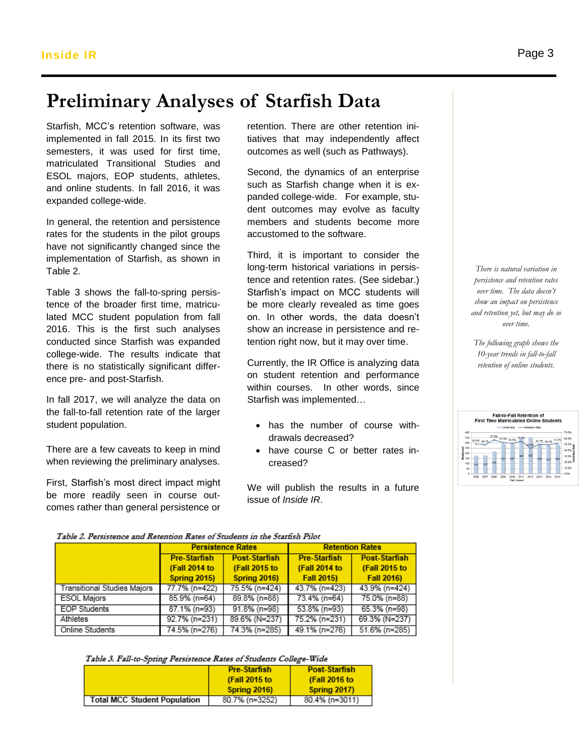# Preliminary Analyses of Starfish Data

Starfish, MCC's retention software, was implemented in fall 2015. In its first two semesters, it was used for first time, matriculated Transitional Studies and ESOL majors, EOP students, athletes, and online students. In fall 2016, it was expanded college-wide.

In general, the retention and persistence rates for the students in the pilot groups have not significantly changed since the implementation of Starfish, as shown in Table 2.

Table 3 shows the fall-to-spring persistence of the broader first time, matriculated MCC student population from fall 2016. This is the first such analyses conducted since Starfish was expanded college-wide. The results indicate that there is no statistically significant difference pre- and post-Starfish.

In fall 2017, we will analyze the data on the fall-to-fall retention rate of the larger student population.

There are a few caveats to keep in mind when reviewing the preliminary analyses.

First, Starfish's most direct impact might be more readily seen in course outcomes rather than general persistence or retention. There are other retention initiatives that may independently affect outcomes as well (such as Pathways).

Second, the dynamics of an enterprise such as Starfish change when it is expanded college-wide. For example, student outcomes may evolve as faculty members and students become more accustomed to the software.

Third, it is important to consider the long-term historical variations in persistence and retention rates. (See sidebar.) Starfish's impact on MCC students will be more clearly revealed as time goes on. In other words, the data doesn't show an increase in persistence and retention right now, but it may over time.

Currently, the IR Office is analyzing data on student retention and performance within courses. In other words, since Starfish was implemented…

- has the number of course withdrawals decreased?
- have course C or better rates increased?

We will publish the results in a future issue of *Inside IR*.

*There is natural variation in persistence and retention rates over time. The data doesn't show an impact on persistence and retention yet, but may do so over time.*

*The following graph shows the 10-year trends in fall-to-fall retention of online students.*

*Table 2. Persistence and Retention Rates of Students in the Starfish Pilot*

| | Persistence Rates | | Retention Rates | |
|---|---|---|---|---|
| | Pre-Starfish (Fall 2014 to Spring 2015) | Post-Starfish (Fall 2015 to Spring 2016) | Pre-Starfish (Fall 2014 to Fall 2015) | Post-Starfish (Fall 2015 to Fall 2016) |
| Transitional Studies Majors | 77.7% (n=422) | 75.5% (n=424) | 43.7% (n=423) | 43.9% (n=424) |
| ESOL Majors | 85.9% (n=64) | 89.8% (n=88) | 73.4% (n=64) | 75.0% (n=88) |
| EOP Students | 87.1% (n=93) | 91.8% (n=98) | 53.8% (n=93) | 65.3% (n=98) |
| Athletes | 92.7% (n=231) | 89.6% (N=237) | 75.2% (n=231) | 69.3% (N=237) |
| Online Students | 74.5% (n=276) | 74.3% (n=285) | 49.1% (n=276) | 51.6% (n=285) |

*Table 3. Fall-to-Spring Persistence Rates of Students College-Wide*

| | Pre-Starfish (Fall 2015 to Spring 2016) | Post-Starfish (Fall 2016 to Spring 2017) |
|---|---|---|
| Total MCC Student Population | 80.7% (n=3252) | 80.4% (n=3011) |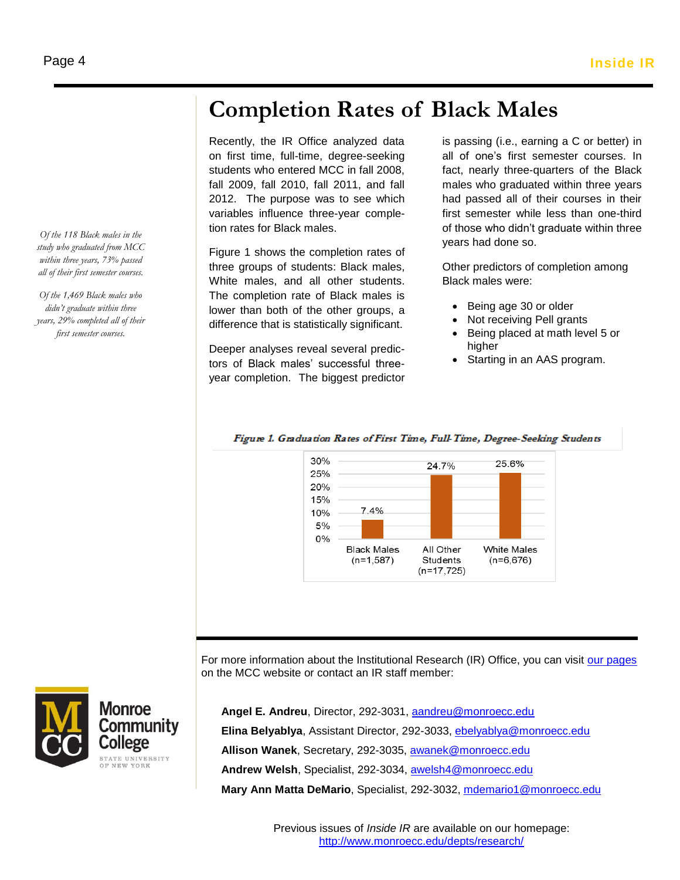# Completion Rates of Black Males

*Of the 118 Black males in the study who graduated from MCC within three years, 73% passed all of their first semester courses.*

*Of the 1,469 Black males who didn't graduate within three years, 29% completed all of their first semester courses.*

Recently, the IR Office analyzed data on first time, full-time, degree-seeking students who entered MCC in fall 2008, fall 2009, fall 2010, fall 2011, and fall 2012. The purpose was to see which variables influence three-year completion rates for Black males.

Figure 1 shows the completion rates of three groups of students: Black males, White males, and all other students. The completion rate of Black males is lower than both of the other groups, a difference that is statistically significant.

Deeper analyses reveal several predictors of Black males' successful three-year completion. The biggest predictor is passing (i.e., earning a C or better) in all of one's first semester courses. In fact, nearly three-quarters of the Black males who graduated within three years had passed all of their courses in their first semester while less than one-third of those who didn't graduate within three years had done so.

Other predictors of completion among Black males were:

- Being age 30 or older
- Not receiving Pell grants
- Being placed at math level 5 or higher
- Starting in an AAS program.

*Figure 1. Graduation Rates of First Time, Full-Time, Degree-Seeking Students*

30%
25%
20%
15%
10%
5%
0%

7.4%
24.7%
25.6%

Black Males (n=1,587)
All Other Students (n=17,725)
White Males (n=6,676)

---

For more information about the Institutional Research (IR) Office, you can visit [our pages](our pages) on the MCC website or contact an IR staff member:

Monroe Community College
STATE UNIVERSITY OF NEW YORK

**Angel E. Andreu**, Director, 292-3031, aandreu@monroecc.edu

**Elina Belyablya**, Assistant Director, 292-3033, ebelyablya@monroecc.edu

**Allison Wanek**, Secretary, 292-3035, awanek@monroecc.edu

**Andrew Welsh**, Specialist, 292-3034, awelsh4@monroecc.edu

**Mary Ann Matta DeMario**, Specialist, 292-3032, mdemario1@monroecc.edu

Previous issues of *Inside IR* are available on our homepage:
http://www.monroecc.edu/depts/research/